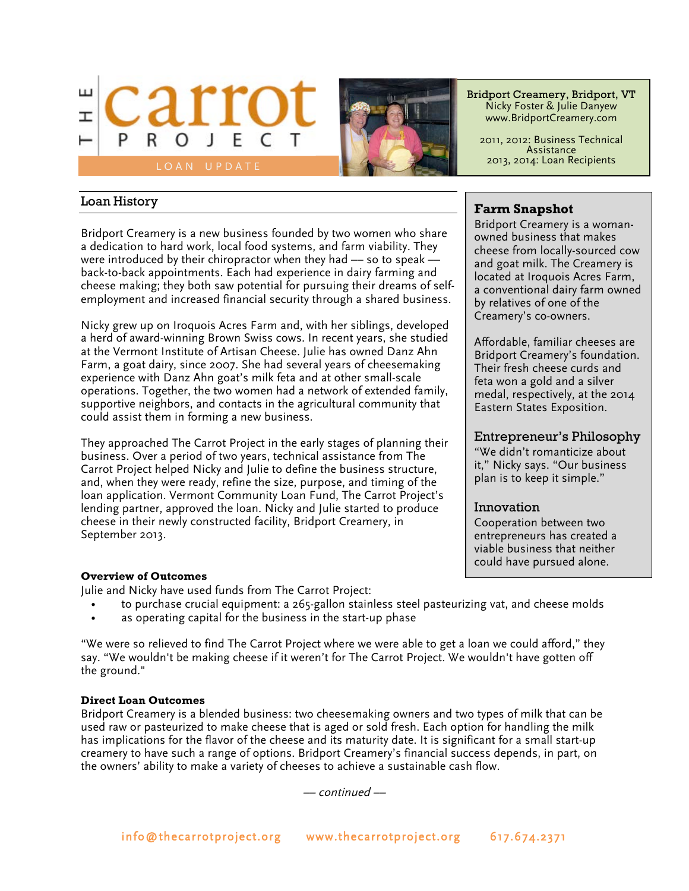# THE carrot PROJECT

LOAN UPDATE

**Bridport Creamery, Bridport, VT**
Nicky Foster & Julie Danyew
www.BridportCreamery.com

2011, 2012: Business Technical Assistance
2013, 2014: Loan Recipients

## Loan History

Bridport Creamery is a new business founded by two women who share a dedication to hard work, local food systems, and farm viability. They were introduced by their chiropractor when they had — so to speak — back-to-back appointments. Each had experience in dairy farming and cheese making; they both saw potential for pursuing their dreams of self-employment and increased financial security through a shared business.

Nicky grew up on Iroquois Acres Farm and, with her siblings, developed a herd of award-winning Brown Swiss cows. In recent years, she studied at the Vermont Institute of Artisan Cheese. Julie has owned Danz Ahn Farm, a goat dairy, since 2007. She had several years of cheesemaking experience with Danz Ahn goat's milk feta and at other small-scale operations. Together, the two women had a network of extended family, supportive neighbors, and contacts in the agricultural community that could assist them in forming a new business.

They approached The Carrot Project in the early stages of planning their business. Over a period of two years, technical assistance from The Carrot Project helped Nicky and Julie to define the business structure, and, when they were ready, refine the size, purpose, and timing of the loan application. Vermont Community Loan Fund, The Carrot Project's lending partner, approved the loan. Nicky and Julie started to produce cheese in their newly constructed facility, Bridport Creamery, in September 2013.

### Farm Snapshot

Bridport Creamery is a woman-owned business that makes cheese from locally-sourced cow and goat milk. The Creamery is located at Iroquois Acres Farm, a conventional dairy farm owned by relatives of one of the Creamery's co-owners.

Affordable, familiar cheeses are Bridport Creamery's foundation. Their fresh cheese curds and feta won a gold and a silver medal, respectively, at the 2014 Eastern States Exposition.

### Entrepreneur's Philosophy

"We didn't romanticize about it," Nicky says. "Our business plan is to keep it simple."

### Innovation

Cooperation between two entrepreneurs has created a viable business that neither could have pursued alone.

**Overview of Outcomes**

Julie and Nicky have used funds from The Carrot Project:

- to purchase crucial equipment: a 265-gallon stainless steel pasteurizing vat, and cheese molds
- as operating capital for the business in the start-up phase

"We were so relieved to find The Carrot Project where we were able to get a loan we could afford," they say. "We wouldn't be making cheese if it weren't for The Carrot Project. We wouldn't have gotten off the ground."

**Direct Loan Outcomes**

Bridport Creamery is a blended business: two cheesemaking owners and two types of milk that can be used raw or pasteurized to make cheese that is aged or sold fresh. Each option for handling the milk has implications for the flavor of the cheese and its maturity date. It is significant for a small start-up creamery to have such a range of options. Bridport Creamery's financial success depends, in part, on the owners' ability to make a variety of cheeses to achieve a sustainable cash flow.

*— continued —*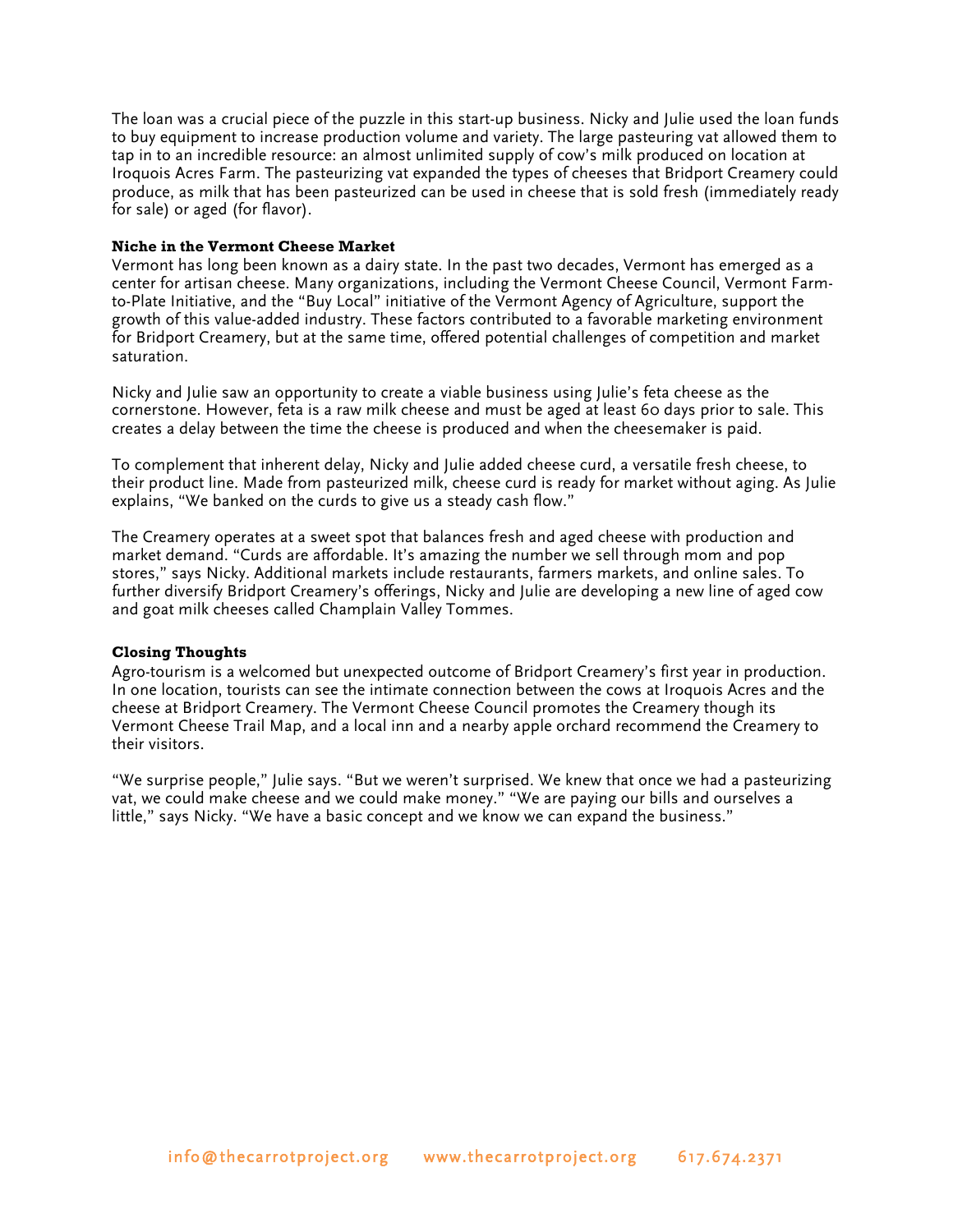The loan was a crucial piece of the puzzle in this start-up business. Nicky and Julie used the loan funds to buy equipment to increase production volume and variety. The large pasteuring vat allowed them to tap in to an incredible resource: an almost unlimited supply of cow's milk produced on location at Iroquois Acres Farm. The pasteurizing vat expanded the types of cheeses that Bridport Creamery could produce, as milk that has been pasteurized can be used in cheese that is sold fresh (immediately ready for sale) or aged (for flavor).

**Niche in the Vermont Cheese Market**

Vermont has long been known as a dairy state. In the past two decades, Vermont has emerged as a center for artisan cheese. Many organizations, including the Vermont Cheese Council, Vermont Farm-to-Plate Initiative, and the "Buy Local" initiative of the Vermont Agency of Agriculture, support the growth of this value-added industry. These factors contributed to a favorable marketing environment for Bridport Creamery, but at the same time, offered potential challenges of competition and market saturation.

Nicky and Julie saw an opportunity to create a viable business using Julie's feta cheese as the cornerstone. However, feta is a raw milk cheese and must be aged at least 60 days prior to sale. This creates a delay between the time the cheese is produced and when the cheesemaker is paid.

To complement that inherent delay, Nicky and Julie added cheese curd, a versatile fresh cheese, to their product line. Made from pasteurized milk, cheese curd is ready for market without aging. As Julie explains, "We banked on the curds to give us a steady cash flow."

The Creamery operates at a sweet spot that balances fresh and aged cheese with production and market demand. "Curds are affordable. It's amazing the number we sell through mom and pop stores," says Nicky. Additional markets include restaurants, farmers markets, and online sales. To further diversify Bridport Creamery's offerings, Nicky and Julie are developing a new line of aged cow and goat milk cheeses called Champlain Valley Tommes.

**Closing Thoughts**

Agro-tourism is a welcomed but unexpected outcome of Bridport Creamery's first year in production. In one location, tourists can see the intimate connection between the cows at Iroquois Acres and the cheese at Bridport Creamery. The Vermont Cheese Council promotes the Creamery though its Vermont Cheese Trail Map, and a local inn and a nearby apple orchard recommend the Creamery to their visitors.

"We surprise people," Julie says. "But we weren't surprised. We knew that once we had a pasteurizing vat, we could make cheese and we could make money." "We are paying our bills and ourselves a little," says Nicky. "We have a basic concept and we know we can expand the business."

info@thecarrotproject.org www.thecarrotproject.org 617.674.2371